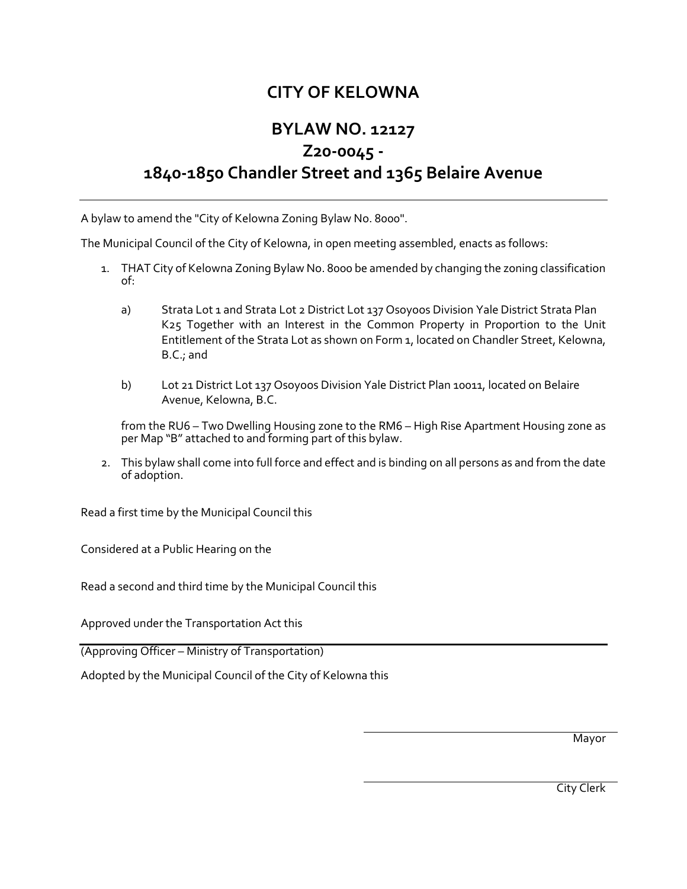# CITY OF KELOWNA

## BYLAW NO. 12127
## Z20-0045 -
## 1840-1850 Chandler Street and 1365 Belaire Avenue

---

A bylaw to amend the "City of Kelowna Zoning Bylaw No. 8000".

The Municipal Council of the City of Kelowna, in open meeting assembled, enacts as follows:

1. THAT City of Kelowna Zoning Bylaw No. 8000 be amended by changing the zoning classification of:

   a) Strata Lot 1 and Strata Lot 2 District Lot 137 Osoyoos Division Yale District Strata Plan K25 Together with an Interest in the Common Property in Proportion to the Unit Entitlement of the Strata Lot as shown on Form 1, located on Chandler Street, Kelowna, B.C.; and

   b) Lot 21 District Lot 137 Osoyoos Division Yale District Plan 10011, located on Belaire Avenue, Kelowna, B.C.

   from the RU6 – Two Dwelling Housing zone to the RM6 – High Rise Apartment Housing zone as per Map "B" attached to and forming part of this bylaw.

2. This bylaw shall come into full force and effect and is binding on all persons as and from the date of adoption.

Read a first time by the Municipal Council this

Considered at a Public Hearing on the

Read a second and third time by the Municipal Council this

Approved under the Transportation Act this

---

(Approving Officer – Ministry of Transportation)

Adopted by the Municipal Council of the City of Kelowna this

Mayor

City Clerk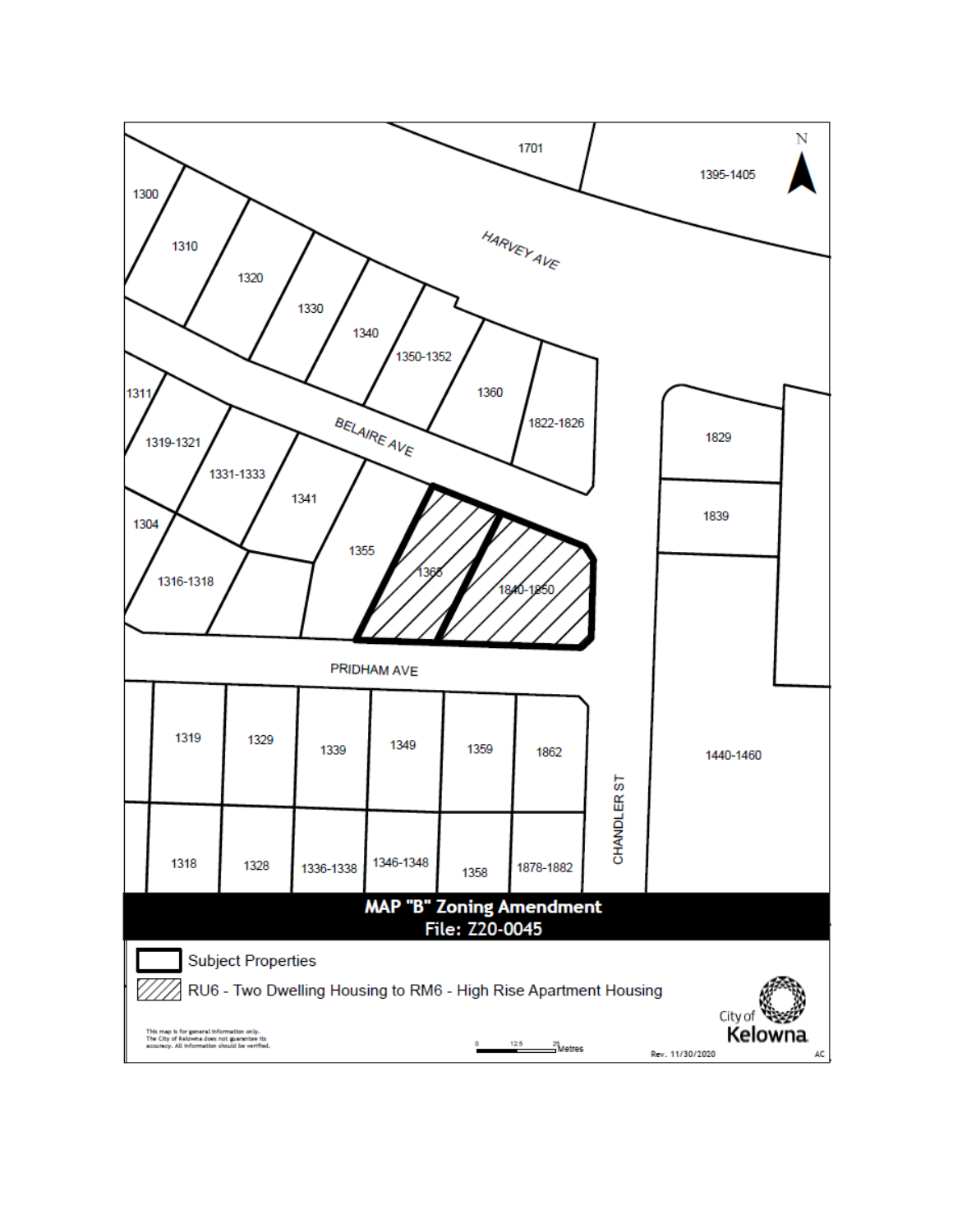N

1701

1395-1405

1300

1310

HARVEY AVE

1320

1330

1340

1350-1352

1360

1822-1826

1311

BELAIRE AVE

1829

1319-1321

1331-1333

1341

1839

1304

1355

1365

1840-1850

1316-1318

PRIDHAM AVE

1319

1329

1339

1349

1359

1862

1440-1460

CHANDLER ST

1318

1328

1336-1338

1346-1348

1358

1878-1882

## MAP "B" Zoning Amendment
## File: Z20-0045

Subject Properties

RU6 - Two Dwelling Housing to RM6 - High Rise Apartment Housing

This map is for general information only. The City of Kelowna does not guarantee its accuracy. All information should be verified.

0 12.5 25 Metres

City of Kelowna

Rev. 11/30/2020

AC